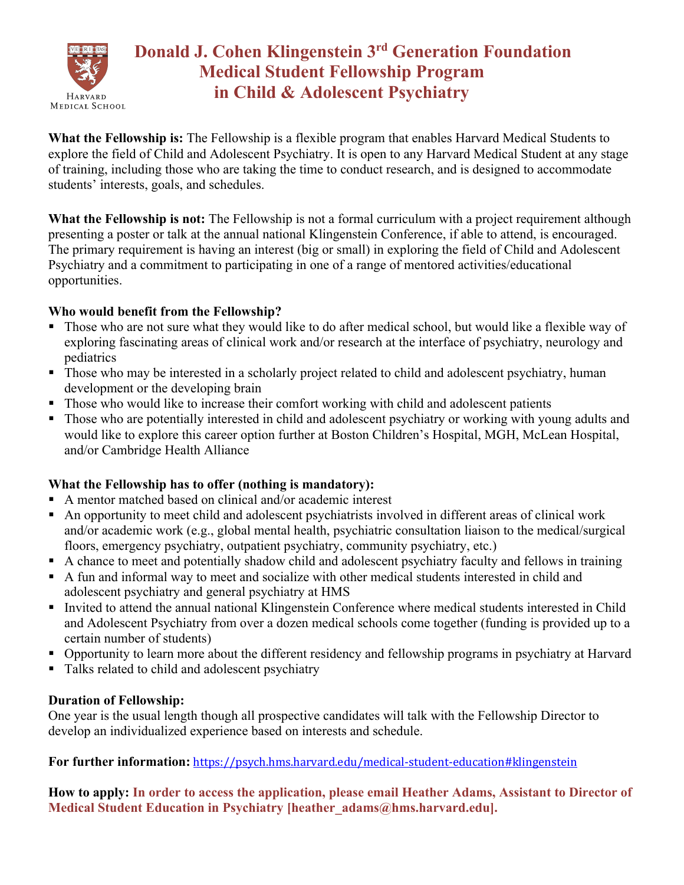# Donald J. Cohen Klingenstein 3rd Generation Foundation Medical Student Fellowship Program in Child & Adolescent Psychiatry

Harvard Medical School

**What the Fellowship is:** The Fellowship is a flexible program that enables Harvard Medical Students to explore the field of Child and Adolescent Psychiatry. It is open to any Harvard Medical Student at any stage of training, including those who are taking the time to conduct research, and is designed to accommodate students' interests, goals, and schedules.

**What the Fellowship is not:** The Fellowship is not a formal curriculum with a project requirement although presenting a poster or talk at the annual national Klingenstein Conference, if able to attend, is encouraged. The primary requirement is having an interest (big or small) in exploring the field of Child and Adolescent Psychiatry and a commitment to participating in one of a range of mentored activities/educational opportunities.

**Who would benefit from the Fellowship?**

- Those who are not sure what they would like to do after medical school, but would like a flexible way of exploring fascinating areas of clinical work and/or research at the interface of psychiatry, neurology and pediatrics
- Those who may be interested in a scholarly project related to child and adolescent psychiatry, human development or the developing brain
- Those who would like to increase their comfort working with child and adolescent patients
- Those who are potentially interested in child and adolescent psychiatry or working with young adults and would like to explore this career option further at Boston Children's Hospital, MGH, McLean Hospital, and/or Cambridge Health Alliance

**What the Fellowship has to offer (nothing is mandatory):**

- A mentor matched based on clinical and/or academic interest
- An opportunity to meet child and adolescent psychiatrists involved in different areas of clinical work and/or academic work (e.g., global mental health, psychiatric consultation liaison to the medical/surgical floors, emergency psychiatry, outpatient psychiatry, community psychiatry, etc.)
- A chance to meet and potentially shadow child and adolescent psychiatry faculty and fellows in training
- A fun and informal way to meet and socialize with other medical students interested in child and adolescent psychiatry and general psychiatry at HMS
- Invited to attend the annual national Klingenstein Conference where medical students interested in Child and Adolescent Psychiatry from over a dozen medical schools come together (funding is provided up to a certain number of students)
- Opportunity to learn more about the different residency and fellowship programs in psychiatry at Harvard
- Talks related to child and adolescent psychiatry

**Duration of Fellowship:**

One year is the usual length though all prospective candidates will talk with the Fellowship Director to develop an individualized experience based on interests and schedule.

**For further information:** https://psych.hms.harvard.edu/medical-student-education#klingenstein

**How to apply: In order to access the application, please email Heather Adams, Assistant to Director of Medical Student Education in Psychiatry [heather_adams@hms.harvard.edu].**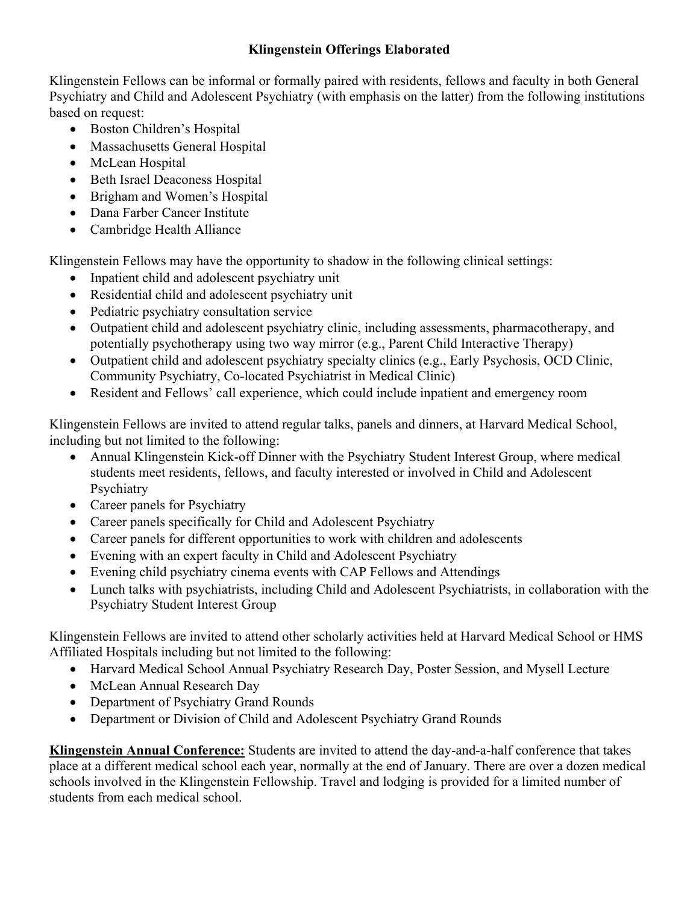**Klingenstein Offerings Elaborated**

Klingenstein Fellows can be informal or formally paired with residents, fellows and faculty in both General Psychiatry and Child and Adolescent Psychiatry (with emphasis on the latter) from the following institutions based on request:

- Boston Children's Hospital
- Massachusetts General Hospital
- McLean Hospital
- Beth Israel Deaconess Hospital
- Brigham and Women's Hospital
- Dana Farber Cancer Institute
- Cambridge Health Alliance

Klingenstein Fellows may have the opportunity to shadow in the following clinical settings:

- Inpatient child and adolescent psychiatry unit
- Residential child and adolescent psychiatry unit
- Pediatric psychiatry consultation service
- Outpatient child and adolescent psychiatry clinic, including assessments, pharmacotherapy, and potentially psychotherapy using two way mirror (e.g., Parent Child Interactive Therapy)
- Outpatient child and adolescent psychiatry specialty clinics (e.g., Early Psychosis, OCD Clinic, Community Psychiatry, Co-located Psychiatrist in Medical Clinic)
- Resident and Fellows' call experience, which could include inpatient and emergency room

Klingenstein Fellows are invited to attend regular talks, panels and dinners, at Harvard Medical School, including but not limited to the following:

- Annual Klingenstein Kick-off Dinner with the Psychiatry Student Interest Group, where medical students meet residents, fellows, and faculty interested or involved in Child and Adolescent Psychiatry
- Career panels for Psychiatry
- Career panels specifically for Child and Adolescent Psychiatry
- Career panels for different opportunities to work with children and adolescents
- Evening with an expert faculty in Child and Adolescent Psychiatry
- Evening child psychiatry cinema events with CAP Fellows and Attendings
- Lunch talks with psychiatrists, including Child and Adolescent Psychiatrists, in collaboration with the Psychiatry Student Interest Group

Klingenstein Fellows are invited to attend other scholarly activities held at Harvard Medical School or HMS Affiliated Hospitals including but not limited to the following:

- Harvard Medical School Annual Psychiatry Research Day, Poster Session, and Mysell Lecture
- McLean Annual Research Day
- Department of Psychiatry Grand Rounds
- Department or Division of Child and Adolescent Psychiatry Grand Rounds

**Klingenstein Annual Conference:** Students are invited to attend the day-and-a-half conference that takes place at a different medical school each year, normally at the end of January. There are over a dozen medical schools involved in the Klingenstein Fellowship. Travel and lodging is provided for a limited number of students from each medical school.